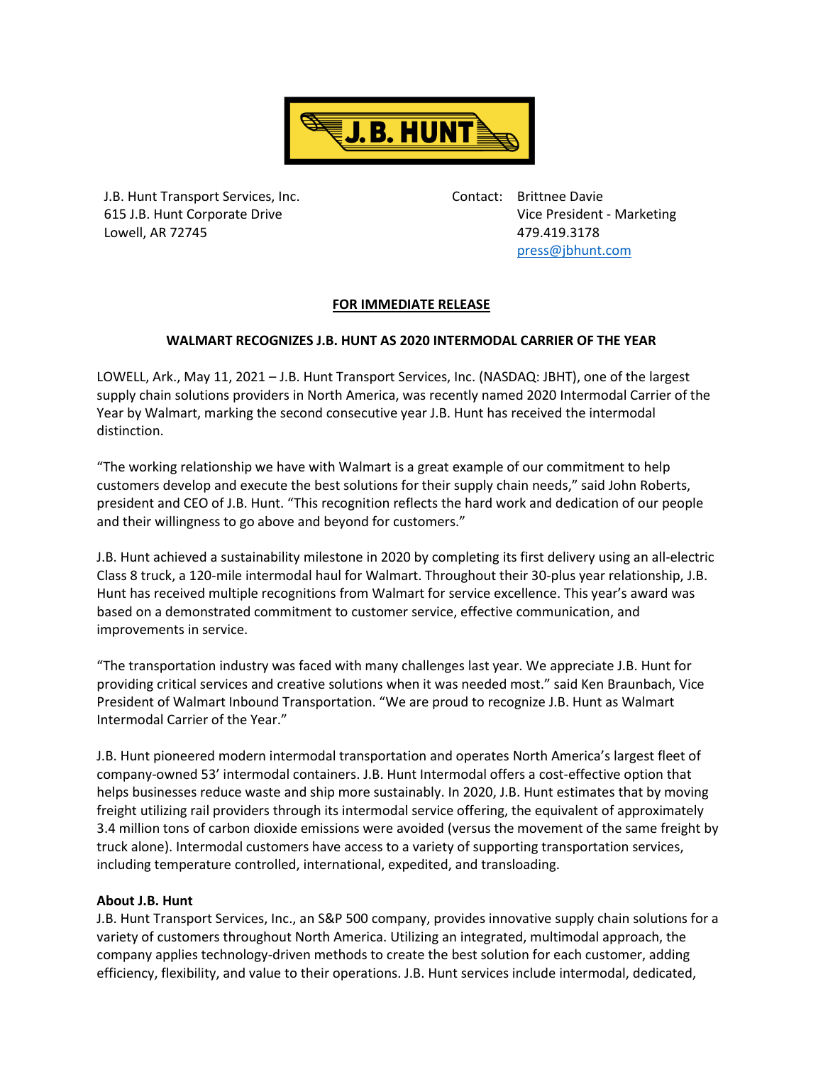J.B. Hunt Transport Services, Inc.
615 J.B. Hunt Corporate Drive
Lowell, AR 72745

Contact: Brittnee Davie
Vice President - Marketing
479.419.3178
press@jbhunt.com

**FOR IMMEDIATE RELEASE**

**WALMART RECOGNIZES J.B. HUNT AS 2020 INTERMODAL CARRIER OF THE YEAR**

LOWELL, Ark., May 11, 2021 – J.B. Hunt Transport Services, Inc. (NASDAQ: JBHT), one of the largest supply chain solutions providers in North America, was recently named 2020 Intermodal Carrier of the Year by Walmart, marking the second consecutive year J.B. Hunt has received the intermodal distinction.

"The working relationship we have with Walmart is a great example of our commitment to help customers develop and execute the best solutions for their supply chain needs," said John Roberts, president and CEO of J.B. Hunt. "This recognition reflects the hard work and dedication of our people and their willingness to go above and beyond for customers."

J.B. Hunt achieved a sustainability milestone in 2020 by completing its first delivery using an all-electric Class 8 truck, a 120-mile intermodal haul for Walmart. Throughout their 30-plus year relationship, J.B. Hunt has received multiple recognitions from Walmart for service excellence. This year's award was based on a demonstrated commitment to customer service, effective communication, and improvements in service.

"The transportation industry was faced with many challenges last year. We appreciate J.B. Hunt for providing critical services and creative solutions when it was needed most." said Ken Braunbach, Vice President of Walmart Inbound Transportation. "We are proud to recognize J.B. Hunt as Walmart Intermodal Carrier of the Year."

J.B. Hunt pioneered modern intermodal transportation and operates North America's largest fleet of company-owned 53' intermodal containers. J.B. Hunt Intermodal offers a cost-effective option that helps businesses reduce waste and ship more sustainably. In 2020, J.B. Hunt estimates that by moving freight utilizing rail providers through its intermodal service offering, the equivalent of approximately 3.4 million tons of carbon dioxide emissions were avoided (versus the movement of the same freight by truck alone). Intermodal customers have access to a variety of supporting transportation services, including temperature controlled, international, expedited, and transloading.

**About J.B. Hunt**

J.B. Hunt Transport Services, Inc., an S&P 500 company, provides innovative supply chain solutions for a variety of customers throughout North America. Utilizing an integrated, multimodal approach, the company applies technology-driven methods to create the best solution for each customer, adding efficiency, flexibility, and value to their operations. J.B. Hunt services include intermodal, dedicated,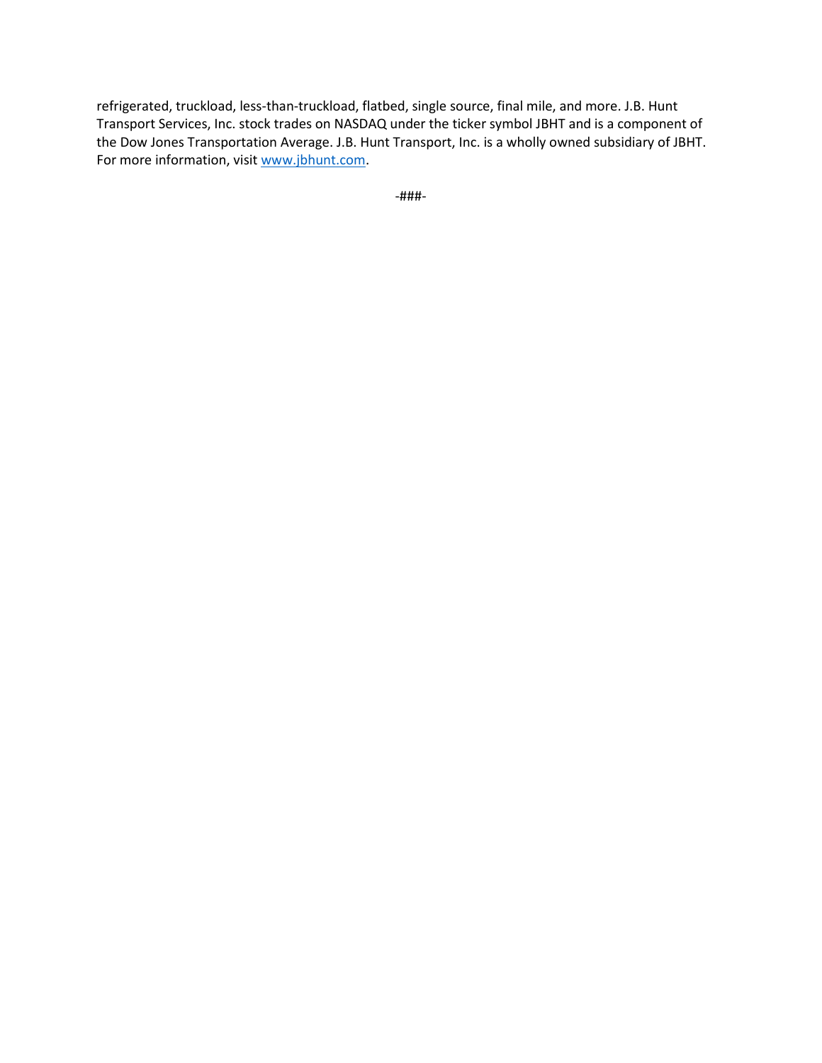refrigerated, truckload, less-than-truckload, flatbed, single source, final mile, and more. J.B. Hunt Transport Services, Inc. stock trades on NASDAQ under the ticker symbol JBHT and is a component of the Dow Jones Transportation Average. J.B. Hunt Transport, Inc. is a wholly owned subsidiary of JBHT. For more information, visit [www.jbhunt.com](http://www.jbhunt.com).

-###-